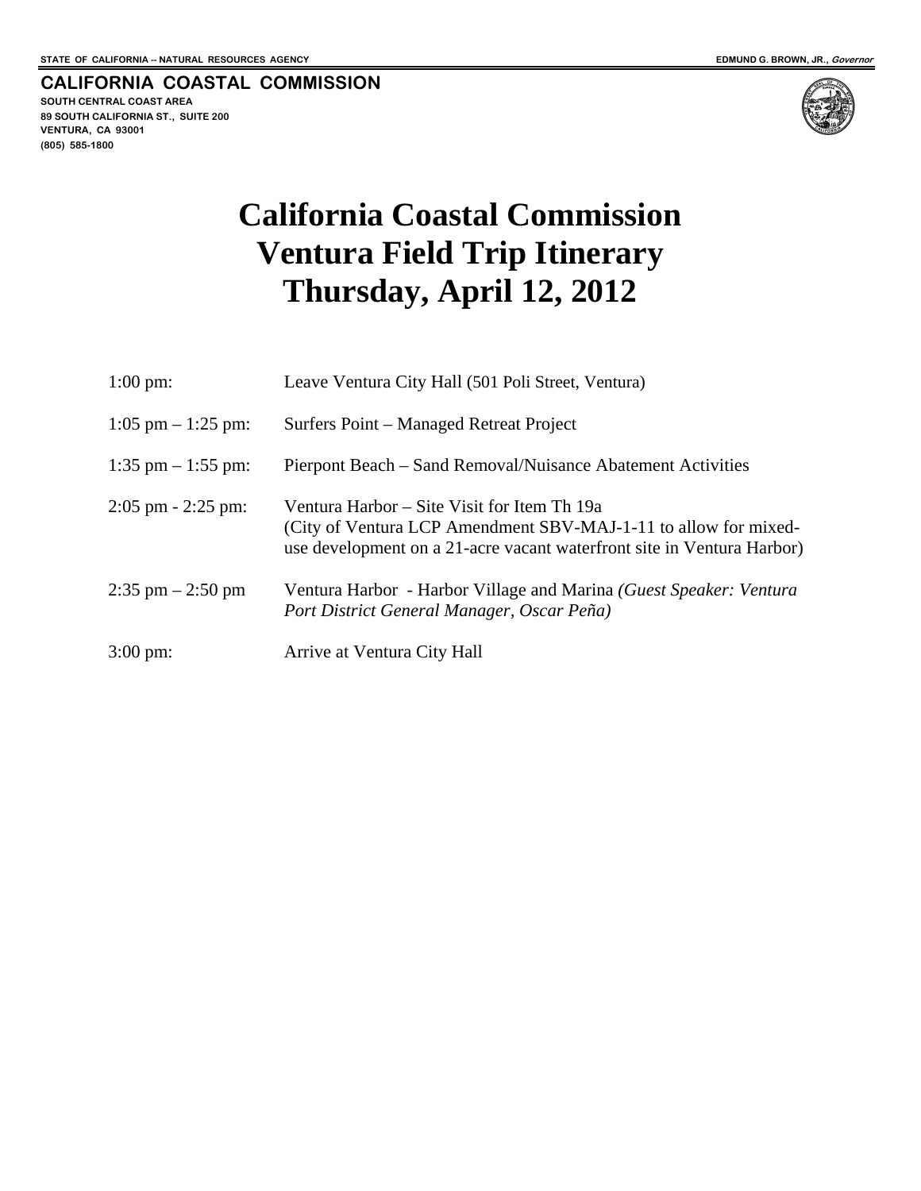STATE OF CALIFORNIA -- NATURAL RESOURCES AGENCY

EDMUND G. BROWN, JR., *Governor*

**CALIFORNIA COASTAL COMMISSION**

SOUTH CENTRAL COAST AREA
89 SOUTH CALIFORNIA ST., SUITE 200
VENTURA, CA 93001
(805) 585-1800

# California Coastal Commission
# Ventura Field Trip Itinerary
# Thursday, April 12, 2012

| | |
|---|---|
| 1:00 pm: | Leave Ventura City Hall (501 Poli Street, Ventura) |
| 1:05 pm – 1:25 pm: | Surfers Point – Managed Retreat Project |
| 1:35 pm – 1:55 pm: | Pierpont Beach – Sand Removal/Nuisance Abatement Activities |
| 2:05 pm - 2:25 pm: | Ventura Harbor – Site Visit for Item Th 19a (City of Ventura LCP Amendment SBV-MAJ-1-11 to allow for mixed-use development on a 21-acre vacant waterfront site in Ventura Harbor) |
| 2:35 pm – 2:50 pm | Ventura Harbor - Harbor Village and Marina *(Guest Speaker: Ventura Port District General Manager, Oscar Peña)* |
| 3:00 pm: | Arrive at Ventura City Hall |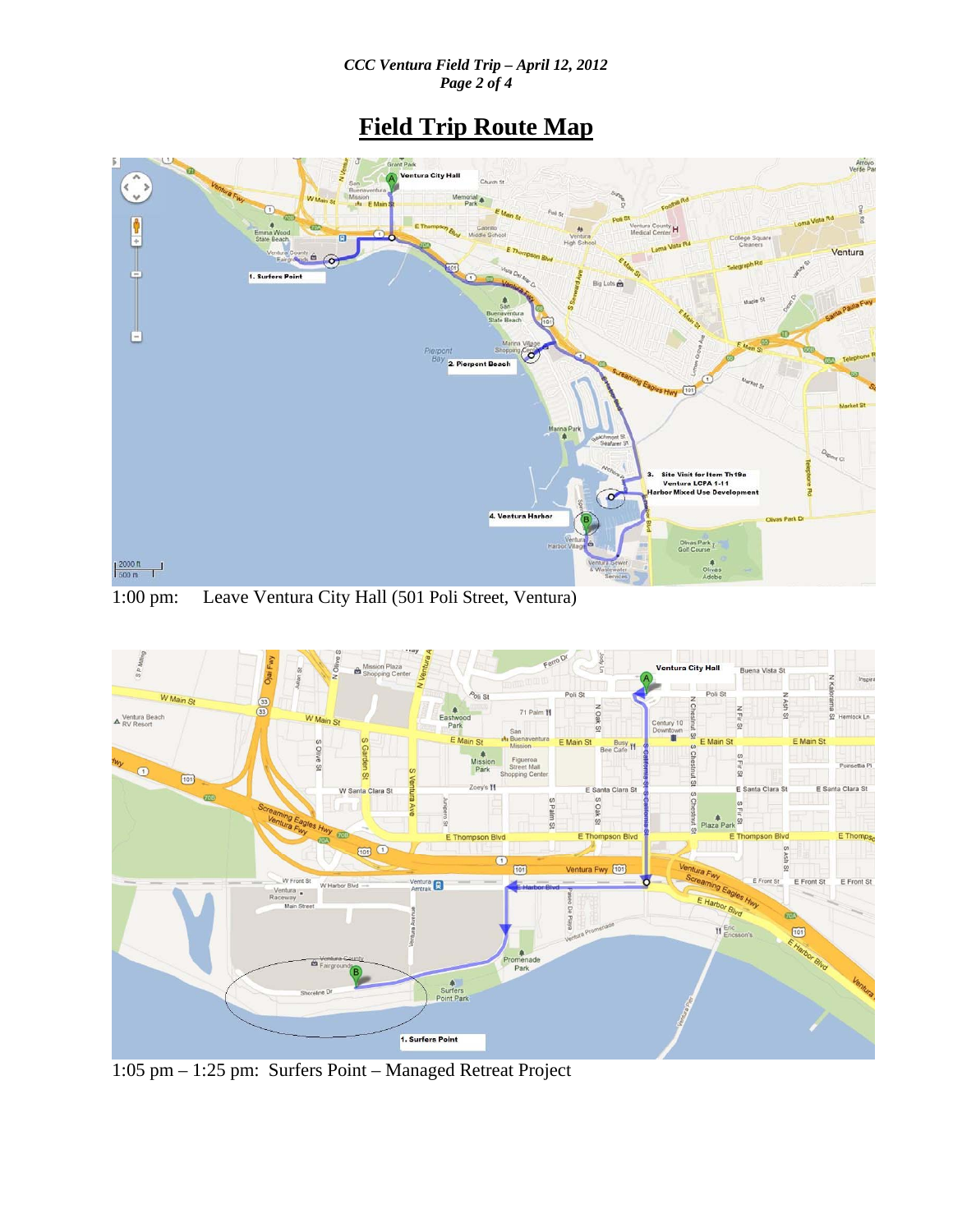# Field Trip Route Map

1:00 pm: Leave Ventura City Hall (501 Poli Street, Ventura)

1:05 pm – 1:25 pm: Surfers Point – Managed Retreat Project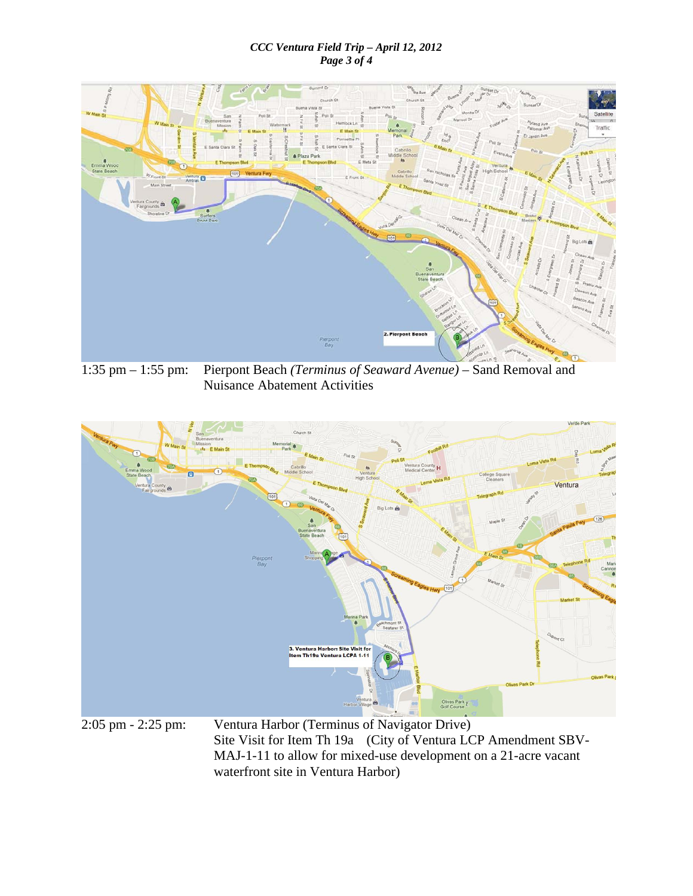1:35 pm – 1:55 pm: Pierpont Beach *(Terminus of Seaward Avenue)* – Sand Removal and Nuisance Abatement Activities

2:05 pm - 2:25 pm: Ventura Harbor (Terminus of Navigator Drive)
Site Visit for Item Th 19a (City of Ventura LCP Amendment SBV-MAJ-1-11 to allow for mixed-use development on a 21-acre vacant waterfront site in Ventura Harbor)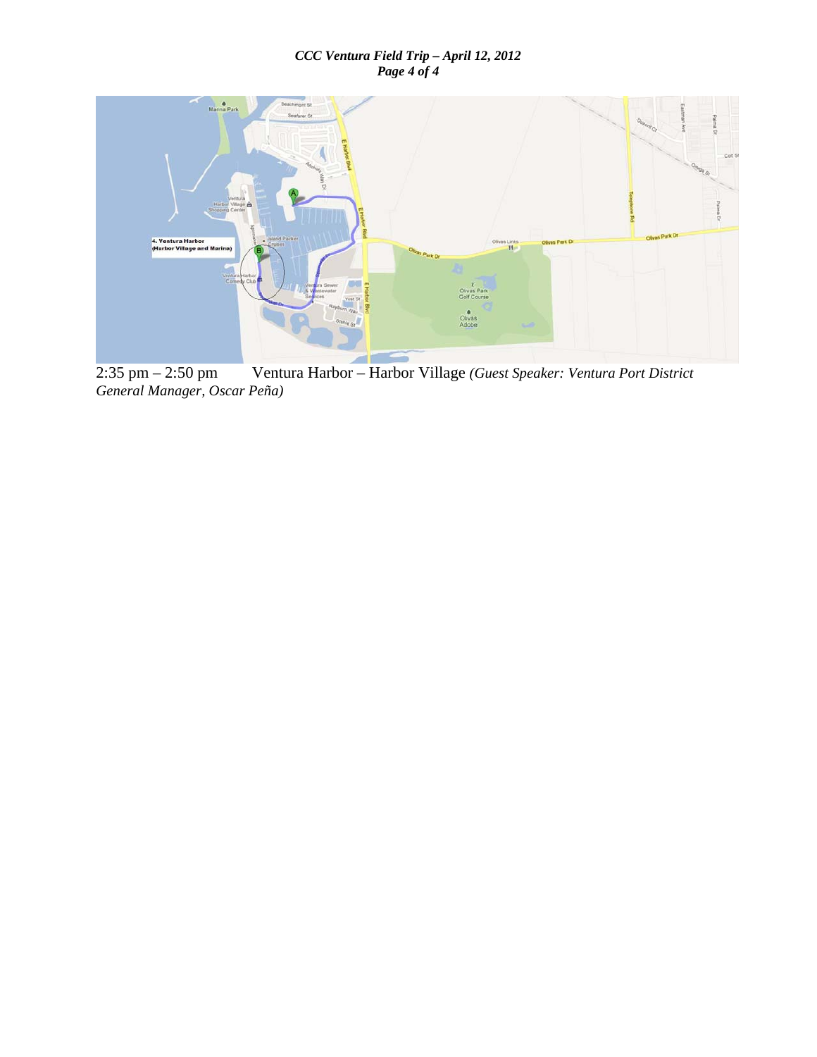2:35 pm – 2:50 pm Ventura Harbor – Harbor Village *(Guest Speaker: Ventura Port District General Manager, Oscar Peña)*